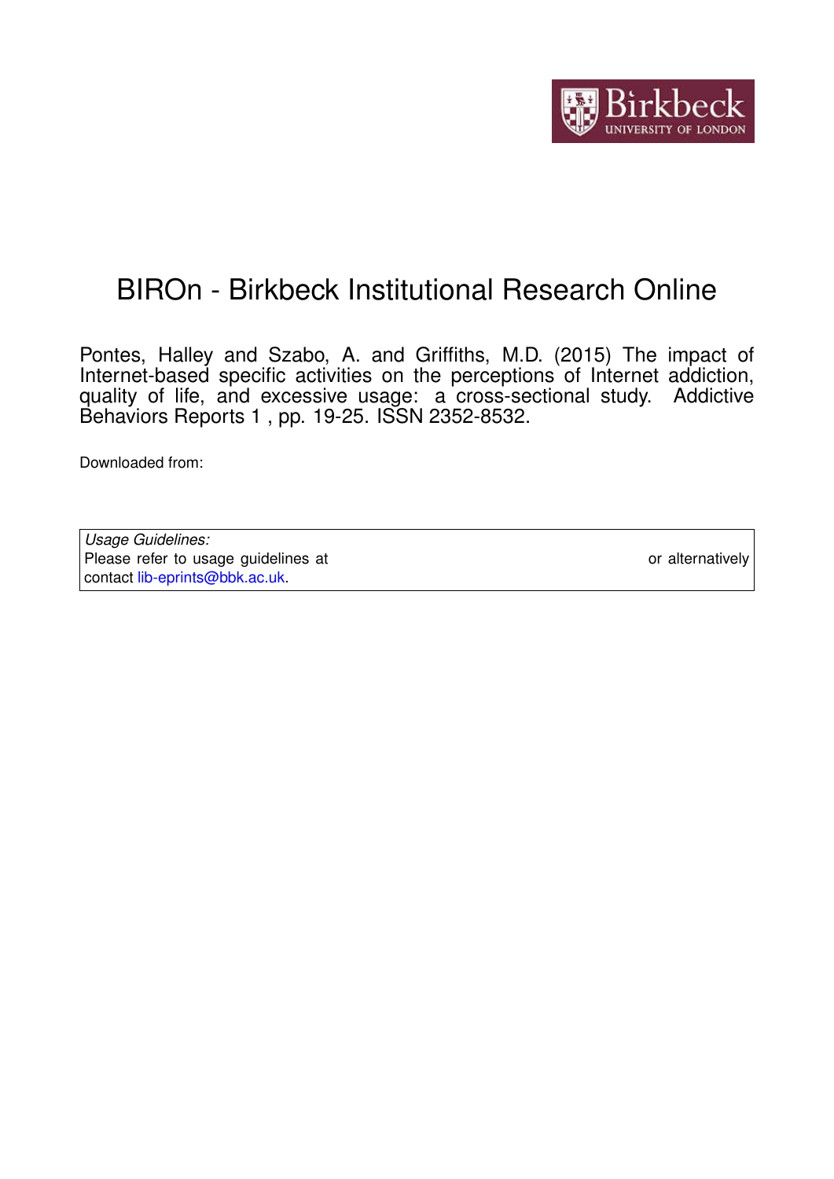# BIROn - Birkbeck Institutional Research Online

Pontes, Halley and Szabo, A. and Griffiths, M.D. (2015) The impact of Internet-based specific activities on the perceptions of Internet addiction, quality of life, and excessive usage: a cross-sectional study. Addictive Behaviors Reports 1 , pp. 19-25. ISSN 2352-8532.

Downloaded from:

*Usage Guidelines:*
Please refer to usage guidelines at or alternatively contact lib-eprints@bbk.ac.uk.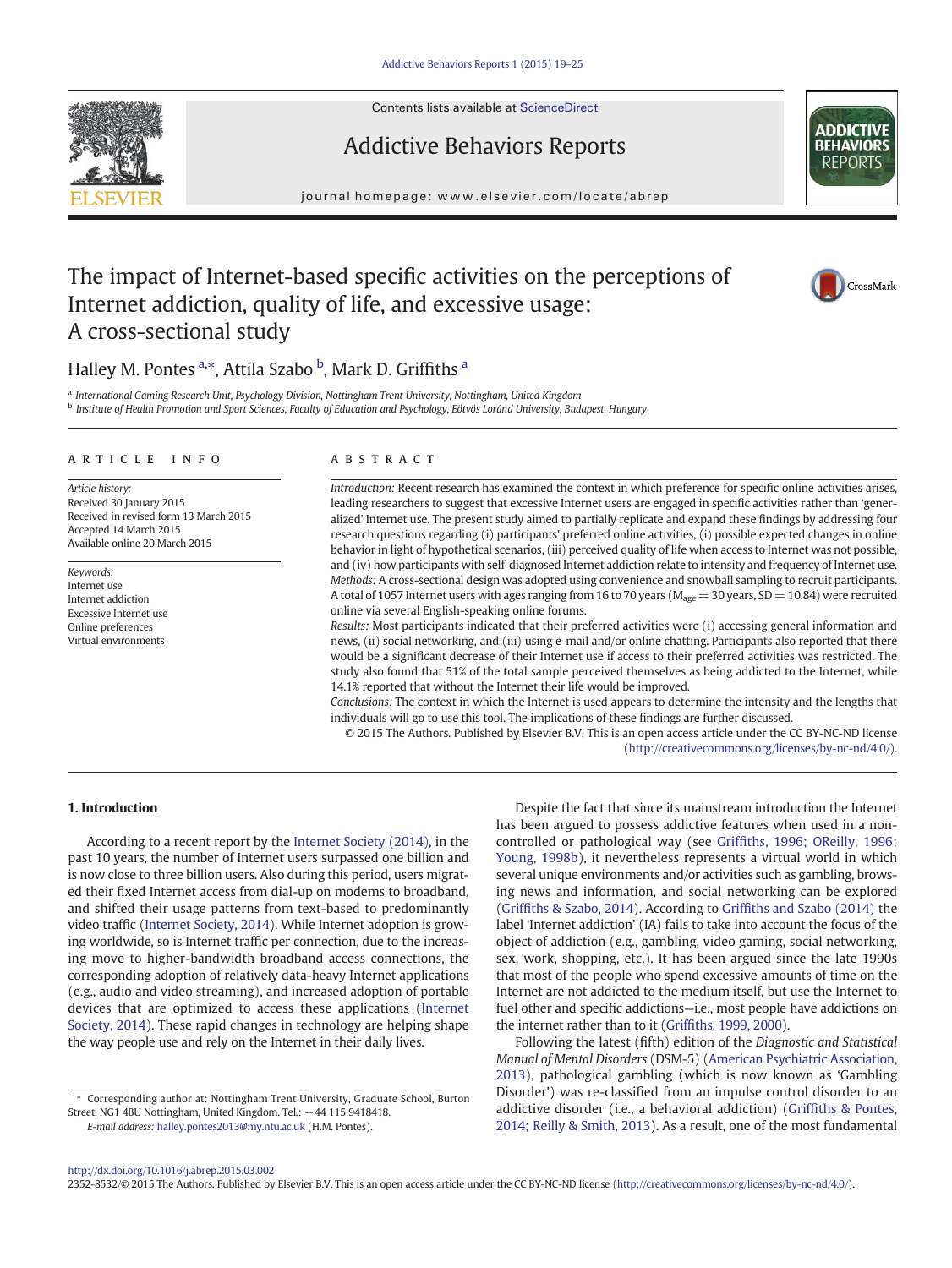# The impact of Internet-based specific activities on the perceptions of Internet addiction, quality of life, and excessive usage: A cross-sectional study

Halley M. Pontes [a,*], Attila Szabo [b], Mark D. Griffiths [a]

[a] International Gaming Research Unit, Psychology Division, Nottingham Trent University, Nottingham, United Kingdom
[b] Institute of Health Promotion and Sport Sciences, Faculty of Education and Psychology, Eötvös Loránd University, Budapest, Hungary

## ARTICLE INFO

*Article history:*
Received 30 January 2015
Received in revised form 13 March 2015
Accepted 14 March 2015
Available online 20 March 2015

*Keywords:*
Internet use
Internet addiction
Excessive Internet use
Online preferences
Virtual environments

## ABSTRACT

*Introduction:* Recent research has examined the context in which preference for specific online activities arises, leading researchers to suggest that excessive Internet users are engaged in specific activities rather than 'generalized' Internet use. The present study aimed to partially replicate and expand these findings by addressing four research questions regarding (i) participants' preferred online activities, (i) possible expected changes in online behavior in light of hypothetical scenarios, (iii) perceived quality of life when access to Internet was not possible, and (iv) how participants with self-diagnosed Internet addiction relate to intensity and frequency of Internet use.
*Methods:* A cross-sectional design was adopted using convenience and snowball sampling to recruit participants. A total of 1057 Internet users with ages ranging from 16 to 70 years ($M_{age} = 30$ years, SD = 10.84) were recruited online via several English-speaking online forums.
*Results:* Most participants indicated that their preferred activities were (i) accessing general information and news, (ii) social networking, and (iii) using e-mail and/or online chatting. Participants also reported that there would be a significant decrease of their Internet use if access to their preferred activities was restricted. The study also found that 51% of the total sample perceived themselves as being addicted to the Internet, while 14.1% reported that without the Internet their life would be improved.
*Conclusions:* The context in which the Internet is used appears to determine the intensity and the lengths that individuals will go to use this tool. The implications of these findings are further discussed.

© 2015 The Authors. Published by Elsevier B.V. This is an open access article under the CC BY-NC-ND license (http://creativecommons.org/licenses/by-nc-nd/4.0/).

## 1. Introduction

According to a recent report by the Internet Society (2014), in the past 10 years, the number of Internet users surpassed one billion and is now close to three billion users. Also during this period, users migrated their fixed Internet access from dial-up on modems to broadband, and shifted their usage patterns from text-based to predominantly video traffic (Internet Society, 2014). While Internet adoption is growing worldwide, so is Internet traffic per connection, due to the increasing move to higher-bandwidth broadband access connections, the corresponding adoption of relatively data-heavy Internet applications (e.g., audio and video streaming), and increased adoption of portable devices that are optimized to access these applications (Internet Society, 2014). These rapid changes in technology are helping shape the way people use and rely on the Internet in their daily lives.

Despite the fact that since its mainstream introduction the Internet has been argued to possess addictive features when used in a non-controlled or pathological way (see Griffiths, 1996; OReilly, 1996; Young, 1998b), it nevertheless represents a virtual world in which several unique environments and/or activities such as gambling, browsing news and information, and social networking can be explored (Griffiths & Szabo, 2014). According to Griffiths and Szabo (2014) the label 'Internet addiction' (IA) fails to take into account the focus of the object of addiction (e.g., gambling, video gaming, social networking, sex, work, shopping, etc.). It has been argued since the late 1990s that most of the people who spend excessive amounts of time on the Internet are not addicted to the medium itself, but use the Internet to fuel other and specific addictions—i.e., most people have addictions on the internet rather than to it (Griffiths, 1999, 2000).

Following the latest (fifth) edition of the *Diagnostic and Statistical Manual of Mental Disorders* (DSM-5) (American Psychiatric Association, 2013), pathological gambling (which is now known as 'Gambling Disorder') was re-classified from an impulse control disorder to an addictive disorder (i.e., a behavioral addiction) (Griffiths & Pontes, 2014; Reilly & Smith, 2013). As a result, one of the most fundamental

\* Corresponding author at: Nottingham Trent University, Graduate School, Burton Street, NG1 4BU Nottingham, United Kingdom. Tel.: +44 115 9418418.
*E-mail address:* halley.pontes2013@my.ntu.ac.uk (H.M. Pontes).

http://dx.doi.org/10.1016/j.abrep.2015.03.002
2352-8532/© 2015 The Authors. Published by Elsevier B.V. This is an open access article under the CC BY-NC-ND license (http://creativecommons.org/licenses/by-nc-nd/4.0/).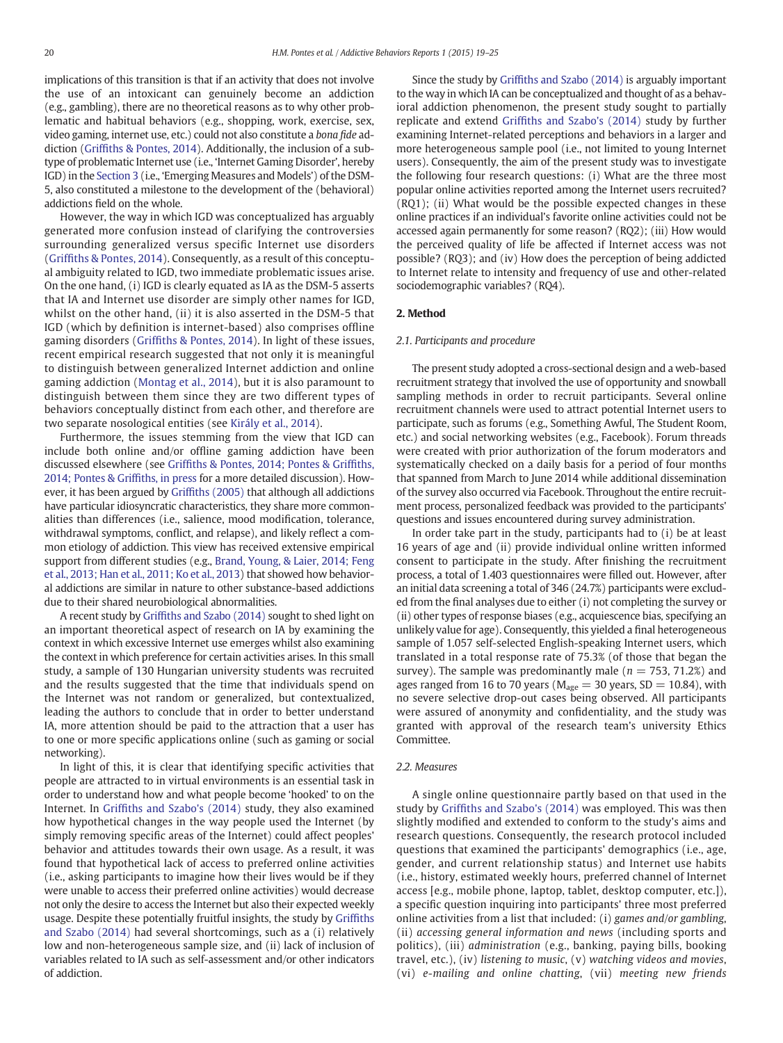implications of this transition is that if an activity that does not involve the use of an intoxicant can genuinely become an addiction (e.g., gambling), there are no theoretical reasons as to why other problematic and habitual behaviors (e.g., shopping, work, exercise, sex, video gaming, internet use, etc.) could not also constitute a *bona fide* addiction (Griffiths & Pontes, 2014). Additionally, the inclusion of a subtype of problematic Internet use (i.e., 'Internet Gaming Disorder', hereby IGD) in the Section 3 (i.e., 'Emerging Measures and Models') of the DSM-5, also constituted a milestone to the development of the (behavioral) addictions field on the whole.

However, the way in which IGD was conceptualized has arguably generated more confusion instead of clarifying the controversies surrounding generalized versus specific Internet use disorders (Griffiths & Pontes, 2014). Consequently, as a result of this conceptual ambiguity related to IGD, two immediate problematic issues arise. On the one hand, (i) IGD is clearly equated as IA as the DSM-5 asserts that IA and Internet use disorder are simply other names for IGD, whilst on the other hand, (ii) it is also asserted in the DSM-5 that IGD (which by definition is internet-based) also comprises offline gaming disorders (Griffiths & Pontes, 2014). In light of these issues, recent empirical research suggested that not only it is meaningful to distinguish between generalized Internet addiction and online gaming addiction (Montag et al., 2014), but it is also paramount to distinguish between them since they are two different types of behaviors conceptually distinct from each other, and therefore are two separate nosological entities (see Király et al., 2014).

Furthermore, the issues stemming from the view that IGD can include both online and/or offline gaming addiction have been discussed elsewhere (see Griffiths & Pontes, 2014; Pontes & Griffiths, 2014; Pontes & Griffiths, in press for a more detailed discussion). However, it has been argued by Griffiths (2005) that although all addictions have particular idiosyncratic characteristics, they share more commonalities than differences (i.e., salience, mood modification, tolerance, withdrawal symptoms, conflict, and relapse), and likely reflect a common etiology of addiction. This view has received extensive empirical support from different studies (e.g., Brand, Young, & Laier, 2014; Feng et al., 2013; Han et al., 2011; Ko et al., 2013) that showed how behavioral addictions are similar in nature to other substance-based addictions due to their shared neurobiological abnormalities.

A recent study by Griffiths and Szabo (2014) sought to shed light on an important theoretical aspect of research on IA by examining the context in which excessive Internet use emerges whilst also examining the context in which preference for certain activities arises. In this small study, a sample of 130 Hungarian university students was recruited and the results suggested that the time that individuals spend on the Internet was not random or generalized, but contextualized, leading the authors to conclude that in order to better understand IA, more attention should be paid to the attraction that a user has to one or more specific applications online (such as gaming or social networking).

In light of this, it is clear that identifying specific activities that people are attracted to in virtual environments is an essential task in order to understand how and what people become 'hooked' to on the Internet. In Griffiths and Szabo's (2014) study, they also examined how hypothetical changes in the way people used the Internet (by simply removing specific areas of the Internet) could affect peoples' behavior and attitudes towards their own usage. As a result, it was found that hypothetical lack of access to preferred online activities (i.e., asking participants to imagine how their lives would be if they were unable to access their preferred online activities) would decrease not only the desire to access the Internet but also their expected weekly usage. Despite these potentially fruitful insights, the study by Griffiths and Szabo (2014) had several shortcomings, such as a (i) relatively low and non-heterogeneous sample size, and (ii) lack of inclusion of variables related to IA such as self-assessment and/or other indicators of addiction.

Since the study by Griffiths and Szabo (2014) is arguably important to the way in which IA can be conceptualized and thought of as a behavioral addiction phenomenon, the present study sought to partially replicate and extend Griffiths and Szabo's (2014) study by further examining Internet-related perceptions and behaviors in a larger and more heterogeneous sample pool (i.e., not limited to young Internet users). Consequently, the aim of the present study was to investigate the following four research questions: (i) What are the three most popular online activities reported among the Internet users recruited? (RQ1); (ii) What would be the possible expected changes in these online practices if an individual's favorite online activities could not be accessed again permanently for some reason? (RQ2); (iii) How would the perceived quality of life be affected if Internet access was not possible? (RQ3); and (iv) How does the perception of being addicted to Internet relate to intensity and frequency of use and other-related sociodemographic variables? (RQ4).

## 2. Method

### 2.1. Participants and procedure

The present study adopted a cross-sectional design and a web-based recruitment strategy that involved the use of opportunity and snowball sampling methods in order to recruit participants. Several online recruitment channels were used to attract potential Internet users to participate, such as forums (e.g., Something Awful, The Student Room, etc.) and social networking websites (e.g., Facebook). Forum threads were created with prior authorization of the forum moderators and systematically checked on a daily basis for a period of four months that spanned from March to June 2014 while additional dissemination of the survey also occurred via Facebook. Throughout the entire recruitment process, personalized feedback was provided to the participants' questions and issues encountered during survey administration.

In order take part in the study, participants had to (i) be at least 16 years of age and (ii) provide individual online written informed consent to participate in the study. After finishing the recruitment process, a total of 1.403 questionnaires were filled out. However, after an initial data screening a total of 346 (24.7%) participants were excluded from the final analyses due to either (i) not completing the survey or (ii) other types of response biases (e.g., acquiescence bias, specifying an unlikely value for age). Consequently, this yielded a final heterogeneous sample of 1.057 self-selected English-speaking Internet users, which translated in a total response rate of 75.3% (of those that began the survey). The sample was predominantly male ($n$ = 753, 71.2%) and ages ranged from 16 to 70 years ($M_{age}$ = 30 years, SD = 10.84), with no severe selective drop-out cases being observed. All participants were assured of anonymity and confidentiality, and the study was granted with approval of the research team's university Ethics Committee.

### 2.2. Measures

A single online questionnaire partly based on that used in the study by Griffiths and Szabo's (2014) was employed. This was then slightly modified and extended to conform to the study's aims and research questions. Consequently, the research protocol included questions that examined the participants' demographics (i.e., age, gender, and current relationship status) and Internet use habits (i.e., history, estimated weekly hours, preferred channel of Internet access [e.g., mobile phone, laptop, tablet, desktop computer, etc.]), a specific question inquiring into participants' three most preferred online activities from a list that included: (i) *games and/or gambling*, (ii) *accessing general information and news* (including sports and politics), (iii) *administration* (e.g., banking, paying bills, booking travel, etc.), (iv) *listening to music*, (v) *watching videos and movies*, (vi) *e-mailing and online chatting*, (vii) *meeting new friends*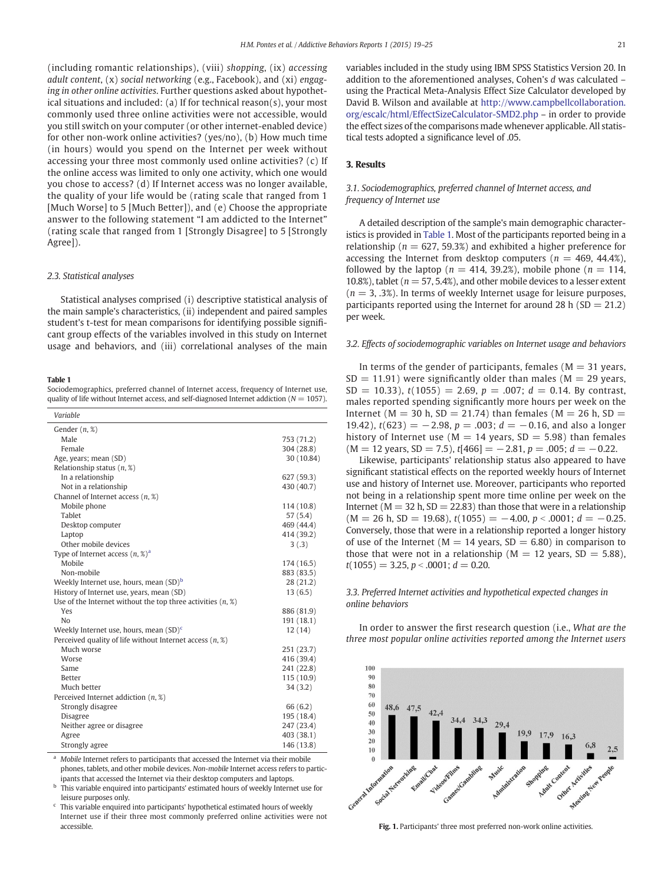(including romantic relationships), (viii) *shopping*, (ix) *accessing adult content*, (x) *social networking* (e.g., Facebook), and (xi) *engaging in other online activities*. Further questions asked about hypothetical situations and included: (a) If for technical reason(s), your most commonly used three online activities were not accessible, would you still switch on your computer (or other internet-enabled device) for other non-work online activities? (yes/no), (b) How much time (in hours) would you spend on the Internet per week without accessing your three most commonly used online activities? (c) If the online access was limited to only one activity, which one would you chose to access? (d) If Internet access was no longer available, the quality of your life would be (rating scale that ranged from 1 [Much Worse] to 5 [Much Better]), and (e) Choose the appropriate answer to the following statement "I am addicted to the Internet" (rating scale that ranged from 1 [Strongly Disagree] to 5 [Strongly Agree]).

### 2.3. Statistical analyses

Statistical analyses comprised (i) descriptive statistical analysis of the main sample's characteristics, (ii) independent and paired samples student's t-test for mean comparisons for identifying possible significant group effects of the variables involved in this study on Internet usage and behaviors, and (iii) correlational analyses of the main variables included in the study using IBM SPSS Statistics Version 20. In addition to the aforementioned analyses, Cohen's *d* was calculated – using the Practical Meta-Analysis Effect Size Calculator developed by David B. Wilson and available at http://www.campbellcollaboration.org/escalc/html/EffectSizeCalculator-SMD2.php – in order to provide the effect sizes of the comparisons made whenever applicable. All statistical tests adopted a significance level of .05.

**Table 1**
Sociodemographics, preferred channel of Internet access, frequency of Internet use, quality of life without Internet access, and self-diagnosed Internet addiction (*N* = 1057).

| *Variable* | |
|---|---|
| Gender (*n*, %) | |
| Male | 753 (71.2) |
| Female | 304 (28.8) |
| Age, years; mean (SD) | 30 (10.84) |
| Relationship status (*n*, %) | |
| In a relationship | 627 (59.3) |
| Not in a relationship | 430 (40.7) |
| Channel of Internet access (*n*, %) | |
| Mobile phone | 114 (10.8) |
| Tablet | 57 (5.4) |
| Desktop computer | 469 (44.4) |
| Laptop | 414 (39.2) |
| Other mobile devices | 3 (.3) |
| Type of Internet access (*n*, %)[a] | |
| Mobile | 174 (16.5) |
| Non-mobile | 883 (83.5) |
| Weekly Internet use, hours, mean (SD)[b] | 28 (21.2) |
| History of Internet use, years, mean (SD) | 13 (6.5) |
| Use of the Internet without the top three activities (*n*, %) | |
| Yes | 886 (81.9) |
| No | 191 (18.1) |
| Weekly Internet use, hours, mean (SD)[c] | 12 (14) |
| Perceived quality of life without Internet access (*n*, %) | |
| Much worse | 251 (23.7) |
| Worse | 416 (39.4) |
| Same | 241 (22.8) |
| Better | 115 (10.9) |
| Much better | 34 (3.2) |
| Perceived Internet addiction (*n*, %) | |
| Strongly disagree | 66 (6.2) |
| Disagree | 195 (18.4) |
| Neither agree or disagree | 247 (23.4) |
| Agree | 403 (38.1) |
| Strongly agree | 146 (13.8) |

[a] *Mobile* Internet refers to participants that accessed the Internet via their mobile phones, tablets, and other mobile devices. *Non-mobile* Internet access refers to participants that accessed the Internet via their desktop computers and laptops.
[b] This variable enquired into participants' estimated hours of weekly Internet use for leisure purposes only.
[c] This variable enquired into participants' hypothetical estimated hours of weekly Internet use if their three most commonly preferred online activities were not accessible.

## 3. Results

### 3.1. Sociodemographics, preferred channel of Internet access, and frequency of Internet use

A detailed description of the sample's main demographic characteristics is provided in Table 1. Most of the participants reported being in a relationship (*n* = 627, 59.3%) and exhibited a higher preference for accessing the Internet from desktop computers (*n* = 469, 44.4%), followed by the laptop (*n* = 414, 39.2%), mobile phone (*n* = 114, 10.8%), tablet (*n* = 57, 5.4%), and other mobile devices to a lesser extent (*n* = 3, .3%). In terms of weekly Internet usage for leisure purposes, participants reported using the Internet for around 28 h (SD = 21.2) per week.

### 3.2. Effects of sociodemographic variables on Internet usage and behaviors

In terms of the gender of participants, females (M = 31 years, SD = 11.91) were significantly older than males (M = 29 years, SD = 10.33), $t(1055) = 2.69$, $p = .007$; $d = 0.14$. By contrast, males reported spending significantly more hours per week on the Internet (M = 30 h, SD = 21.74) than females (M = 26 h, SD = 19.42), $t(623) = -2.98$, $p = .003$; $d = -0.16$, and also a longer history of Internet use (M = 14 years, SD = 5.98) than females (M = 12 years, SD = 7.5), $t[466] = -2.81$, $p = .005$; $d = -0.22$.

Likewise, participants' relationship status also appeared to have significant statistical effects on the reported weekly hours of Internet use and history of Internet use. Moreover, participants who reported not being in a relationship spent more time online per week on the Internet (M = 32 h, SD = 22.83) than those that were in a relationship (M = 26 h, SD = 19.68), $t(1055) = -4.00$, $p < .0001$; $d = -0.25$. Conversely, those that were in a relationship reported a longer history of use of the Internet (M = 14 years, SD = 6.80) in comparison to those that were not in a relationship (M = 12 years, SD = 5.88), $t(1055) = 3.25$, $p < .0001$; $d = 0.20$.

### 3.3. Preferred Internet activities and hypothetical expected changes in online behaviors

In order to answer the first research question (i.e., *What are the three most popular online activities reported among the Internet users*

**Fig. 1.** Participants' three most preferred non-work online activities.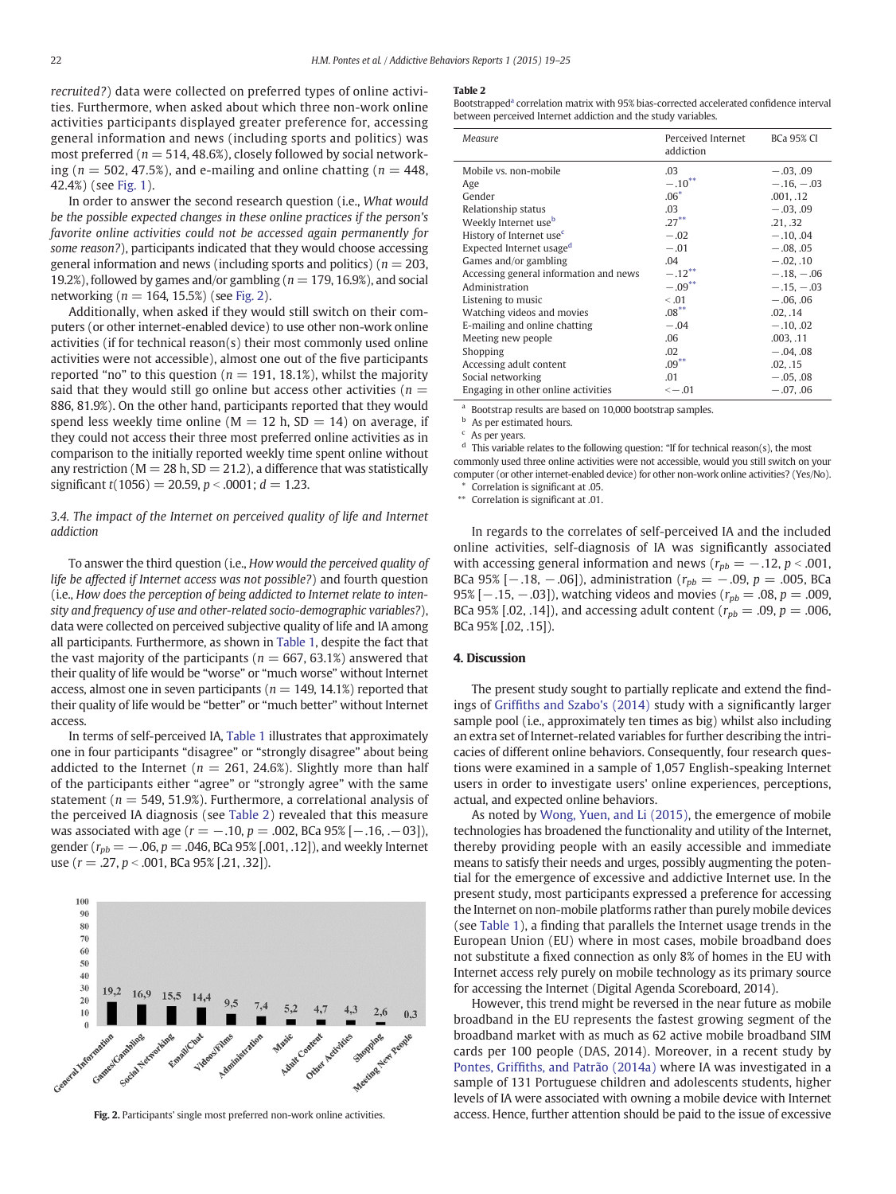recruited?) data were collected on preferred types of online activities. Furthermore, when asked about which three non-work online activities participants displayed greater preference for, accessing general information and news (including sports and politics) was most preferred ($n = 514$, 48.6%), closely followed by social networking ($n = 502$, 47.5%), and e-mailing and online chatting ($n = 448$, 42.4%) (see Fig. 1).

In order to answer the second research question (i.e., *What would be the possible expected changes in these online practices if the person's favorite online activities could not be accessed again permanently for some reason?*), participants indicated that they would choose accessing general information and news (including sports and politics) ($n = 203$, 19.2%), followed by games and/or gambling ($n = 179$, 16.9%), and social networking ($n = 164$, 15.5%) (see Fig. 2).

Additionally, when asked if they would still switch on their computers (or other internet-enabled device) to use other non-work online activities (if for technical reason(s) their most commonly used online activities were not accessible), almost one out of the five participants reported "no" to this question ($n = 191$, 18.1%), whilst the majority said that they would still go online but access other activities ($n = 886$, 81.9%). On the other hand, participants reported that they would spend less weekly time online ($M = 12$ h, $SD = 14$) on average, if they could not access their three most preferred online activities as in comparison to the initially reported weekly time spent online without any restriction ($M = 28$ h, $SD = 21.2$), a difference that was statistically significant $t(1056) = 20.59$, $p < .0001$; $d = 1.23$.

### 3.4. The impact of the Internet on perceived quality of life and Internet addiction

To answer the third question (i.e., *How would the perceived quality of life be affected if Internet access was not possible?*) and fourth question (i.e., *How does the perception of being addicted to Internet relate to intensity and frequency of use and other-related socio-demographic variables?*), data were collected on perceived subjective quality of life and IA among all participants. Furthermore, as shown in Table 1, despite the fact that the vast majority of the participants ($n = 667$, 63.1%) answered that their quality of life would be "worse" or "much worse" without Internet access, almost one in seven participants ($n = 149$, 14.1%) reported that their quality of life would be "better" or "much better" without Internet access.

In terms of self-perceived IA, Table 1 illustrates that approximately one in four participants "disagree" or "strongly disagree" about being addicted to the Internet ($n = 261$, 24.6%). Slightly more than half of the participants either "agree" or "strongly agree" with the same statement ($n = 549$, 51.9%). Furthermore, a correlational analysis of the perceived IA diagnosis (see Table 2) revealed that this measure was associated with age ($r = -.10$, $p = .002$, BCa 95% [−.16, −.03]), gender ($r_{pb} = -.06$, $p = .046$, BCa 95% [.001, .12]), and weekly Internet use ($r = .27$, $p < .001$, BCa 95% [.21, .32]).

**Fig. 2.** Participants' single most preferred non-work online activities.

**Table 2**
Bootstrapped[a] correlation matrix with 95% bias-corrected accelerated confidence interval between perceived Internet addiction and the study variables.

| Measure | Perceived Internet addiction | BCa 95% CI |
|---|---|---|
| Mobile vs. non-mobile | .03 | −.03, .09 |
| Age | −.10** | −.16, −.03 |
| Gender | .06* | .001, .12 |
| Relationship status | .03 | −.03, .09 |
| Weekly Internet use[b] | .27** | .21, .32 |
| History of Internet use[c] | −.02 | −.10, .04 |
| Expected Internet usage[d] | −.01 | −.08, .05 |
| Games and/or gambling | .04 | −.02, .10 |
| Accessing general information and news | −.12** | −.18, −.06 |
| Administration | −.09** | −.15, −.03 |
| Listening to music | <.01 | −.06, .06 |
| Watching videos and movies | .08** | .02, .14 |
| E-mailing and online chatting | −.04 | −.10, .02 |
| Meeting new people | .06 | .003, .11 |
| Shopping | .02 | −.04, .08 |
| Accessing adult content | .09** | .02, .15 |
| Social networking | .01 | −.05, .08 |
| Engaging in other online activities | <−.01 | −.07, .06 |

[a] Bootstrap results are based on 10,000 bootstrap samples.
[b] As per estimated hours.
[c] As per years.
[d] This variable relates to the following question: "If for technical reason(s), the most commonly used three online activities were not accessible, would you still switch on your computer (or other internet-enabled device) for other non-work online activities? (Yes/No).
* Correlation is significant at .05.
** Correlation is significant at .01.

In regards to the correlates of self-perceived IA and the included online activities, self-diagnosis of IA was significantly associated with accessing general information and news ($r_{pb} = -.12$, $p < .001$, BCa 95% [−.18, −.06]), administration ($r_{pb} = -.09$, $p = .005$, BCa 95% [−.15, −.03]), watching videos and movies ($r_{pb} = .08$, $p = .009$, BCa 95% [.02, .14]), and accessing adult content ($r_{pb} = .09$, $p = .006$, BCa 95% [.02, .15]).

## 4. Discussion

The present study sought to partially replicate and extend the findings of Griffiths and Szabo's (2014) study with a significantly larger sample pool (i.e., approximately ten times as big) whilst also including an extra set of Internet-related variables for further describing the intricacies of different online behaviors. Consequently, four research questions were examined in a sample of 1,057 English-speaking Internet users in order to investigate users' online experiences, perceptions, actual, and expected online behaviors.

As noted by Wong, Yuen, and Li (2015), the emergence of mobile technologies has broadened the functionality and utility of the Internet, thereby providing people with an easily accessible and immediate means to satisfy their needs and urges, possibly augmenting the potential for the emergence of excessive and addictive Internet use. In the present study, most participants expressed a preference for accessing the Internet on non-mobile platforms rather than purely mobile devices (see Table 1), a finding that parallels the Internet usage trends in the European Union (EU) where in most cases, mobile broadband does not substitute a fixed connection as only 8% of homes in the EU with Internet access rely purely on mobile technology as its primary source for accessing the Internet (Digital Agenda Scoreboard, 2014).

However, this trend might be reversed in the near future as mobile broadband in the EU represents the fastest growing segment of the broadband market with as much as 62 active mobile broadband SIM cards per 100 people (DAS, 2014). Moreover, in a recent study by Pontes, Griffiths, and Patrão (2014a) where IA was investigated in a sample of 131 Portuguese children and adolescents students, higher levels of IA were associated with owning a mobile device with Internet access. Hence, further attention should be paid to the issue of excessive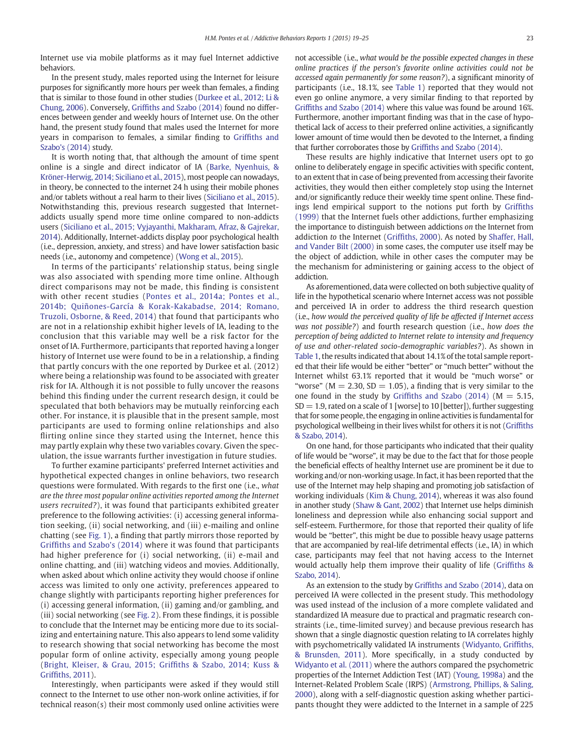Internet use via mobile platforms as it may fuel Internet addictive behaviors.

In the present study, males reported using the Internet for leisure purposes for significantly more hours per week than females, a finding that is similar to those found in other studies (Durkee et al., 2012; Li & Chung, 2006). Conversely, Griffiths and Szabo (2014) found no differences between gender and weekly hours of Internet use. On the other hand, the present study found that males used the Internet for more years in comparison to females, a similar finding to Griffiths and Szabo's (2014) study.

It is worth noting that, that although the amount of time spent online is a single and direct indicator of IA (Barke, Nyenhuis, & Kröner-Herwig, 2014; Siciliano et al., 2015), most people can nowadays, in theory, be connected to the internet 24 h using their mobile phones and/or tablets without a real harm to their lives (Siciliano et al., 2015). Notwithstanding this, previous research suggested that Internet-addicts usually spend more time online compared to non-addicts users (Siciliano et al., 2015; Vyjayanthi, Makharam, Afraz, & Gajrekar, 2014). Additionally, Internet-addicts display poor psychological health (i.e., depression, anxiety, and stress) and have lower satisfaction basic needs (i.e., autonomy and competence) (Wong et al., 2015).

In terms of the participants' relationship status, being single was also associated with spending more time online. Although direct comparisons may not be made, this finding is consistent with other recent studies (Pontes et al., 2014a; Pontes et al., 2014b; Quiñones-García & Korak-Kakabadse, 2014; Romano, Truzoli, Osborne, & Reed, 2014) that found that participants who are not in a relationship exhibit higher levels of IA, leading to the conclusion that this variable may well be a risk factor for the onset of IA. Furthermore, participants that reported having a longer history of Internet use were found to be in a relationship, a finding that partly concurs with the one reported by Durkee et al. (2012) where being a relationship was found to be associated with greater risk for IA. Although it is not possible to fully uncover the reasons behind this finding under the current research design, it could be speculated that both behaviors may be mutually reinforcing each other. For instance, it is plausible that in the present sample, most participants are used to forming online relationships and also flirting online since they started using the Internet, hence this may partly explain why these two variables covary. Given the speculation, the issue warrants further investigation in future studies.

To further examine participants' preferred Internet activities and hypothetical expected changes in online behaviors, two research questions were formulated. With regards to the first one (i.e., *what are the three most popular online activities reported among the Internet users recruited?*), it was found that participants exhibited greater preference to the following activities: (i) accessing general information seeking, (ii) social networking, and (iii) e-mailing and online chatting (see Fig. 1), a finding that partly mirrors those reported by Griffiths and Szabo's (2014) where it was found that participants had higher preference for (i) social networking, (ii) e-mail and online chatting, and (iii) watching videos and movies. Additionally, when asked about which online activity they would choose if online access was limited to only one activity, preferences appeared to change slightly with participants reporting higher preferences for (i) accessing general information, (ii) gaming and/or gambling, and (iii) social networking (see Fig. 2). From these findings, it is possible to conclude that the Internet may be enticing more due to its socializing and entertaining nature. This also appears to lend some validity to research showing that social networking has become the most popular form of online activity, especially among young people (Bright, Kleiser, & Grau, 2015; Griffiths & Szabo, 2014; Kuss & Griffiths, 2011).

Interestingly, when participants were asked if they would still connect to the Internet to use other non-work online activities, if for technical reason(s) their most commonly used online activities were not accessible (i.e., *what would be the possible expected changes in these online practices if the person's favorite online activities could not be accessed again permanently for some reason?*), a significant minority of participants (i.e., 18.1%, see Table 1) reported that they would not even go online anymore, a very similar finding to that reported by Griffiths and Szabo (2014) where this value was found be around 16%. Furthermore, another important finding was that in the case of hypothetical lack of access to their preferred online activities, a significantly lower amount of time would then be devoted to the Internet, a finding that further corroborates those by Griffiths and Szabo (2014).

These results are highly indicative that Internet users opt to go online to deliberately engage in specific activities with specific content, to an extent that in case of being prevented from accessing their favorite activities, they would then either completely stop using the Internet and/or significantly reduce their weekly time spent online. These findings lend empirical support to the notions put forth by Griffiths (1999) that the Internet fuels other addictions, further emphasizing the importance to distinguish between addictions *on* the Internet from addiction *to* the Internet (Griffiths, 2000). As noted by Shaffer, Hall, and Vander Bilt (2000) in some cases, the computer use itself may be the object of addiction, while in other cases the computer may be the mechanism for administering or gaining access to the object of addiction.

As aforementioned, data were collected on both subjective quality of life in the hypothetical scenario where Internet access was not possible and perceived IA in order to address the third research question (i.e., *how would the perceived quality of life be affected if Internet access was not possible?*) and fourth research question (i.e., *how does the perception of being addicted to Internet relate to intensity and frequency of use and other-related socio-demographic variables?*). As shown in Table 1, the results indicated that about 14.1% of the total sample reported that their life would be either "better" or "much better" without the Internet whilst 63.1% reported that it would be "much worse" or "worse" ($M = 2.30$, $SD = 1.05$), a finding that is very similar to the one found in the study by Griffiths and Szabo (2014) ($M = 5.15$, $SD = 1.9$, rated on a scale of 1 [worse] to 10 [better]), further suggesting that for some people, the engaging in online activities is fundamental for psychological wellbeing in their lives whilst for others it is not (Griffiths & Szabo, 2014).

On one hand, for those participants who indicated that their quality of life would be "worse", it may be due to the fact that for those people the beneficial effects of healthy Internet use are prominent be it due to working and/or non-working usage. In fact, it has been reported that the use of the Internet may help shaping and promoting job satisfaction of working individuals (Kim & Chung, 2014), whereas it was also found in another study (Shaw & Gant, 2002) that Internet use helps diminish loneliness and depression while also enhancing social support and self-esteem. Furthermore, for those that reported their quality of life would be "better", this might be due to possible heavy usage patterns that are accompanied by real-life detrimental effects (i.e., IA) in which case, participants may feel that not having access to the Internet would actually help them improve their quality of life (Griffiths & Szabo, 2014).

As an extension to the study by Griffiths and Szabo (2014), data on perceived IA were collected in the present study. This methodology was used instead of the inclusion of a more complete validated and standardized IA measure due to practical and pragmatic research constraints (i.e., time-limited survey) and because previous research has shown that a single diagnostic question relating to IA correlates highly with psychometrically validated IA instruments (Widyanto, Griffiths, & Brunsden, 2011). More specifically, in a study conducted by Widyanto et al. (2011) where the authors compared the psychometric properties of the Internet Addiction Test (IAT) (Young, 1998a) and the Internet-Related Problem Scale (IRPS) (Armstrong, Phillips, & Saling, 2000), along with a self-diagnostic question asking whether participants thought they were addicted to the Internet in a sample of 225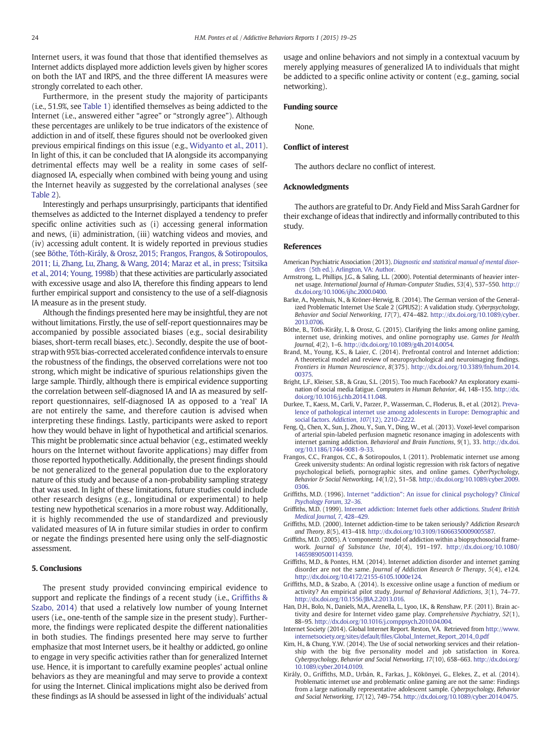Internet users, it was found that those that identified themselves as Internet addicts displayed more addiction levels given by higher scores on both the IAT and IRPS, and the three different IA measures were strongly correlated to each other.

Furthermore, in the present study the majority of participants (i.e., 51.9%, see Table 1) identified themselves as being addicted to the Internet (i.e., answered either "agree" or "strongly agree"). Although these percentages are unlikely to be true indicators of the existence of addiction in and of itself, these figures should not be overlooked given previous empirical findings on this issue (e.g., Widyanto et al., 2011). In light of this, it can be concluded that IA alongside its accompanying detrimental effects may well be a reality in some cases of self-diagnosed IA, especially when combined with being young and using the Internet heavily as suggested by the correlational analyses (see Table 2).

Interestingly and perhaps unsurprisingly, participants that identified themselves as addicted to the Internet displayed a tendency to prefer specific online activities such as (i) accessing general information and news, (ii) administration, (iii) watching videos and movies, and (iv) accessing adult content. It is widely reported in previous studies (see Bőthe, Tóth-Király, & Orosz, 2015; Frangos, Frangos, & Sotiropoulos, 2011; Li, Zhang, Lu, Zhang, & Wang, 2014; Maraz et al., in press; Tsitsika et al., 2014; Young, 1998b) that these activities are particularly associated with excessive usage and also IA, therefore this finding appears to lend further empirical support and consistency to the use of a self-diagnosis IA measure as in the present study.

Although the findings presented here may be insightful, they are not without limitations. Firstly, the use of self-report questionnaires may be accompanied by possible associated biases (e.g., social desirability biases, short-term recall biases, etc.). Secondly, despite the use of bootstrap with 95% bias-corrected accelerated confidence intervals to ensure the robustness of the findings, the observed correlations were not too strong, which might be indicative of spurious relationships given the large sample. Thirdly, although there is empirical evidence supporting the correlation between self-diagnosed IA and IA as measured by self-report questionnaires, self-diagnosed IA as opposed to a 'real' IA are not entirely the same, and therefore caution is advised when interpreting these findings. Lastly, participants were asked to report how they would behave in light of hypothetical and artificial scenarios. This might be problematic since actual behavior (e.g., estimated weekly hours on the Internet without favorite applications) may differ from those reported hypothetically. Additionally, the present findings should be not generalized to the general population due to the exploratory nature of this study and because of a non-probability sampling strategy that was used. In light of these limitations, future studies could include other research designs (e.g., longitudinal or experimental) to help testing new hypothetical scenarios in a more robust way. Additionally, it is highly recommended the use of standardized and previously validated measures of IA in future similar studies in order to confirm or negate the findings presented here using only the self-diagnostic assessment.

## 5. Conclusions

The present study provided convincing empirical evidence to support and replicate the findings of a recent study (i.e., Griffiths & Szabo, 2014) that used a relatively low number of young Internet users (i.e., one-tenth of the sample size in the present study). Furthermore, the findings were replicated despite the different nationalities in both studies. The findings presented here may serve to further emphasize that most Internet users, be it healthy or addicted, go online to engage in very specific activities rather than for generalized Internet use. Hence, it is important to carefully examine peoples' actual online behaviors as they are meaningful and may serve to provide a context for using the Internet. Clinical implications might also be derived from these findings as IA should be assessed in light of the individuals' actual usage and online behaviors and not simply in a contextual vacuum by merely applying measures of generalized IA to individuals that might be addicted to a specific online activity or content (e.g., gaming, social networking).

### Funding source

None.

### Conflict of interest

The authors declare no conflict of interest.

### Acknowledgments

The authors are grateful to Dr. Andy Field and Miss Sarah Gardner for their exchange of ideas that indirectly and informally contributed to this study.

### References

American Psychiatric Association (2013). *Diagnostic and statistical manual of mental disorders* (5th ed.). Arlington, VA: Author.

Armstrong, L., Phillips, J.G., & Saling, L.L. (2000). Potential determinants of heavier internet usage. *International Journal of Human-Computer Studies*, *53*(4), 537–550. http://dx.doi.org/10.1006/ijhc.2000.0400.

Barke, A., Nyenhuis, N., & Kröner-Herwig, B. (2014). The German version of the Generalized Problematic Internet Use Scale 2 (GPIUS2): A validation study. *Cyberpsychology, Behavior and Social Networking*, *17*(7), 474–482. http://dx.doi.org/10.1089/cyber.2013.0706.

Bőthe, B., Tóth-Király, I., & Orosz, G. (2015). Clarifying the links among online gaming, internet use, drinking motives, and online pornography use. *Games for Health Journal*, *4*(2), 1–6. http://dx.doi.org/10.1089/g4h.2014.0054.

Brand, M., Young, K.S., & Laier, C. (2014). Prefrontal control and Internet addiction: A theoretical model and review of neuropsychological and neuroimaging findings. *Frontiers in Human Neuroscience*, *8*(375). http://dx.doi.org/10.3389/fnhum.2014.00375.

Bright, L.F., Kleiser, S.B., & Grau, S.L. (2015). Too much Facebook? An exploratory examination of social media fatigue. *Computers in Human Behavior*, *44*, 148–155. http://dx.doi.org/10.1016/j.chb.2014.11.048.

Durkee, T., Kaess, M., Carli, V., Parzer, P., Wasserman, C., Floderus, B., et al. (2012). Prevalence of pathological internet use among adolescents in Europe: Demographic and social factors. *Addiction*, *107*(12), 2210–2222.

Feng, Q., Chen, X., Sun, J., Zhou, Y., Sun, Y., Ding, W., et al. (2013). Voxel-level comparison of arterial spin-labeled perfusion magnetic resonance imaging in adolescents with internet gaming addiction. *Behavioral and Brain Functions*, *9*(1), 33. http://dx.doi.org/10.1186/1744-9081-9-33.

Frangos, C.C., Frangos, C.C., & Sotiropoulos, I. (2011). Problematic internet use among Greek university students: An ordinal logistic regression with risk factors of negative psychological beliefs, pornographic sites, and online games. *CyberPsychology, Behavior & Social Networking*, *14*(1/2), 51–58. http://dx.doi.org/10.1089/cyber.2009.0306.

Griffiths, M.D. (1996). Internet "addiction": An issue for clinical psychology? *Clinical Psychology Forum*, *32–36*.

Griffiths, M.D. (1999). Internet addiction: Internet fuels other addictions. *Student British Medical Journal*, *7*, 428–429.

Griffiths, M.D. (2000). Internet addiction-time to be taken seriously? *Addiction Research and Theory*, *8*(5), 413–418. http://dx.doi.org/10.3109/16066350009005587.

Griffiths, M.D. (2005). A 'components' model of addiction within a biopsychosocial framework. *Journal of Substance Use*, *10*(4), 191–197. http://dx.doi.org/10.1080/14659890500114359.

Griffiths, M.D., & Pontes, H.M. (2014). Internet addiction disorder and internet gaming disorder are not the same. *Journal of Addiction Research & Therapy*, *5*(4), e124. http://dx.doi.org/10.4172/2155-6105.1000e124.

Griffiths, M.D., & Szabo, A. (2014). Is excessive online usage a function of medium or activity? An empirical pilot study. *Journal of Behavioral Addictions*, *3*(1), 74–77. http://dx.doi.org/10.1556/JBA.2.2013.016.

Han, D.H., Bolo, N., Daniels, M.A., Arenella, L., Lyoo, I.K., & Renshaw, P.F. (2011). Brain activity and desire for Internet video game play. *Comprehensive Psychiatry*, *52*(1), 88–95. http://dx.doi.org/10.1016/j.comppsych.2010.04.004.

Internet Society (2014). Global Internet Report. Reston, VA. Retrieved from http://www.internetsociety.org/sites/default/files/Global_Internet_Report_2014_0.pdf

Kim, H., & Chung, Y.W. (2014). The Use of social networking services and their relationship with the big five personality model and job satisfaction in Korea. *Cyberpsychology, Behavior and Social Networking*, *17*(10), 658–663. http://dx.doi.org/10.1089/cyber.2014.0109.

Király, O., Griffiths, M.D., Urbán, R., Farkas, J., Kökönyei, G., Elekes, Z., et al. (2014). Problematic internet use and problematic online gaming are not the same: Findings from a large nationally representative adolescent sample. *Cyberpsychology, Behavior and Social Networking*, *17*(12), 749–754. http://dx.doi.org/10.1089/cyber.2014.0475.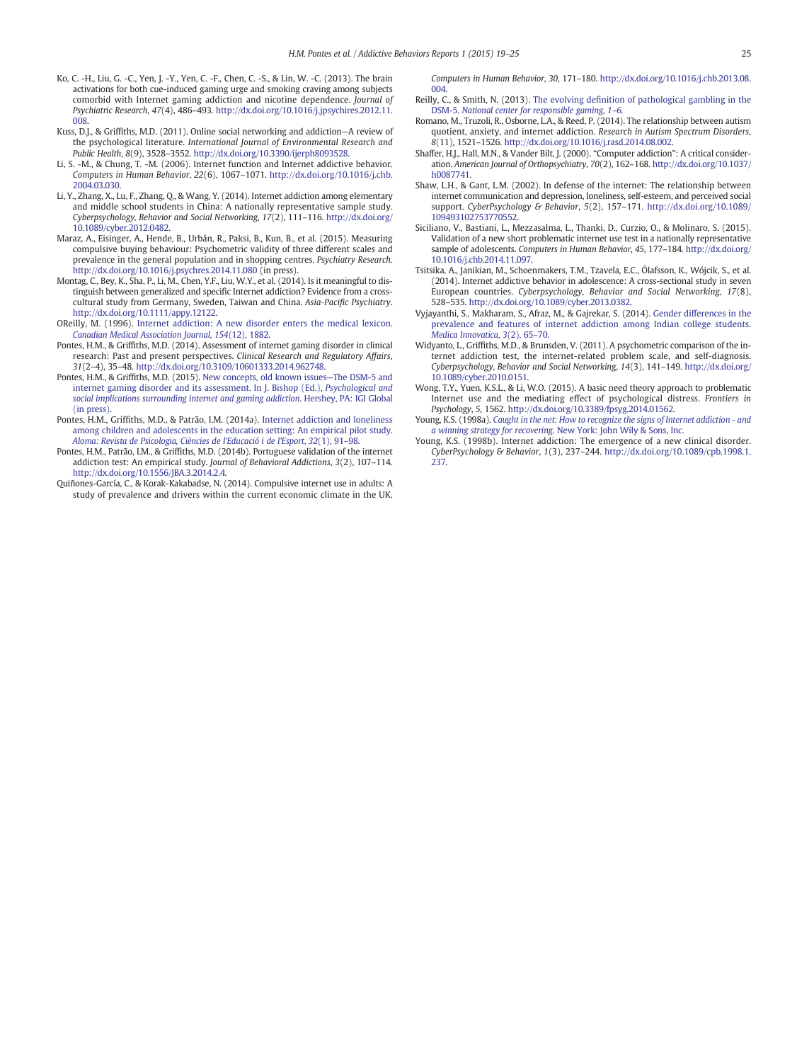Ko, C. -H., Liu, G. -C., Yen, J. -Y., Yen, C. -F., Chen, C. -S., & Lin, W. -C. (2013). The brain activations for both cue-induced gaming urge and smoking craving among subjects comorbid with Internet gaming addiction and nicotine dependence. *Journal of Psychiatric Research*, *47*(4), 486–493. http://dx.doi.org/10.1016/j.jpsychires.2012.11.008.

Kuss, D.J., & Griffiths, M.D. (2011). Online social networking and addiction—A review of the psychological literature. *International Journal of Environmental Research and Public Health*, *8*(9), 3528–3552. http://dx.doi.org/10.3390/ijerph8093528.

Li, S. -M., & Chung, T. -M. (2006). Internet function and Internet addictive behavior. *Computers in Human Behavior*, *22*(6), 1067–1071. http://dx.doi.org/10.1016/j.chb.2004.03.030.

Li, Y., Zhang, X., Lu, F., Zhang, Q., & Wang, Y. (2014). Internet addiction among elementary and middle school students in China: A nationally representative sample study. *Cyberpsychology, Behavior and Social Networking*, *17*(2), 111–116. http://dx.doi.org/10.1089/cyber.2012.0482.

Maraz, A., Eisinger, A., Hende, B., Urbán, R., Paksi, B., Kun, B., et al. (2015). Measuring compulsive buying behaviour: Psychometric validity of three different scales and prevalence in the general population and in shopping centres. *Psychiatry Research*. http://dx.doi.org/10.1016/j.psychres.2014.11.080 (in press).

Montag, C., Bey, K., Sha, P., Li, M., Chen, Y.F., Liu, W.Y., et al. (2014). Is it meaningful to distinguish between generalized and specific Internet addiction? Evidence from a cross-cultural study from Germany, Sweden, Taiwan and China. *Asia-Pacific Psychiatry*. http://dx.doi.org/10.1111/appy.12122.

OReilly, M. (1996). Internet addiction: A new disorder enters the medical lexicon. *Canadian Medical Association Journal*, *154*(12), 1882.

Pontes, H.M., & Griffiths, M.D. (2014). Assessment of internet gaming disorder in clinical research: Past and present perspectives. *Clinical Research and Regulatory Affairs*, *31*(2–4), 35–48. http://dx.doi.org/10.3109/10601333.2014.962748.

Pontes, H.M., & Griffiths, M.D. (2015). New concepts, old known issues—The DSM-5 and internet gaming disorder and its assessment. In J. Bishop (Ed.), *Psychological and social implications surrounding internet and gaming addiction*. Hershey, PA: IGI Global (in press).

Pontes, H.M., Griffiths, M.D., & Patrão, I.M. (2014a). Internet addiction and loneliness among children and adolescents in the education setting: An empirical pilot study. *Aloma: Revista de Psicologia, Ciències de l'Educació i de l'Esport*, *32*(1), 91–98.

Pontes, H.M., Patrão, I.M., & Griffiths, M.D. (2014b). Portuguese validation of the internet addiction test: An empirical study. *Journal of Behavioral Addictions*, *3*(2), 107–114. http://dx.doi.org/10.1556/JBA.3.2014.2.4.

Quiñones-García, C., & Korak-Kakabadse, N. (2014). Compulsive internet use in adults: A study of prevalence and drivers within the current economic climate in the UK. *Computers in Human Behavior*, *30*, 171–180. http://dx.doi.org/10.1016/j.chb.2013.08.004.

Reilly, C., & Smith, N. (2013). The evolving definition of pathological gambling in the DSM-5. *National center for responsible gaming*, *1–6*.

Romano, M., Truzoli, R., Osborne, L.A., & Reed, P. (2014). The relationship between autism quotient, anxiety, and internet addiction. *Research in Autism Spectrum Disorders*, *8*(11), 1521–1526. http://dx.doi.org/10.1016/j.rasd.2014.08.002.

Shaffer, H.J., Hall, M.N., & Vander Bilt, J. (2000). "Computer addiction": A critical consideration. *American Journal of Orthopsychiatry*, *70*(2), 162–168. http://dx.doi.org/10.1037/h0087741.

Shaw, L.H., & Gant, L.M. (2002). In defense of the internet: The relationship between internet communication and depression, loneliness, self-esteem, and perceived social support. *CyberPsychology & Behavior*, *5*(2), 157–171. http://dx.doi.org/10.1089/109493102753770552.

Siciliano, V., Bastiani, L., Mezzasalma, L., Thanki, D., Curzio, O., & Molinaro, S. (2015). Validation of a new short problematic internet use test in a nationally representative sample of adolescents. *Computers in Human Behavior*, *45*, 177–184. http://dx.doi.org/10.1016/j.chb.2014.11.097.

Tsitsika, A., Janikian, M., Schoenmakers, T.M., Tzavela, E.C., Ólafsson, K., Wójcik, S., et al. (2014). Internet addictive behavior in adolescence: A cross-sectional study in seven European countries. *Cyberpsychology, Behavior and Social Networking*, *17*(8), 528–535. http://dx.doi.org/10.1089/cyber.2013.0382.

Vyjayanthi, S., Makharam, S., Afraz, M., & Gajrekar, S. (2014). Gender differences in the prevalence and features of internet addiction among Indian college students. *Medica Innovatica*, *3*(2), 65–70.

Widyanto, L., Griffiths, M.D., & Brunsden, V. (2011). A psychometric comparison of the internet addiction test, the internet-related problem scale, and self-diagnosis. *Cyberpsychology, Behavior and Social Networking*, *14*(3), 141–149. http://dx.doi.org/10.1089/cyber.2010.0151.

Wong, T.Y., Yuen, K.S.L., & Li, W.O. (2015). A basic need theory approach to problematic Internet use and the mediating effect of psychological distress. *Frontiers in Psychology*, *5*, 1562. http://dx.doi.org/10.3389/fpsyg.2014.01562.

Young, K.S. (1998a). *Caught in the net: How to recognize the signs of Internet addiction - and a winning strategy for recovering*. New York: John Wily & Sons, Inc.

Young, K.S. (1998b). Internet addiction: The emergence of a new clinical disorder. *CyberPsychology & Behavior*, *1*(3), 237–244. http://dx.doi.org/10.1089/cpb.1998.1.237.